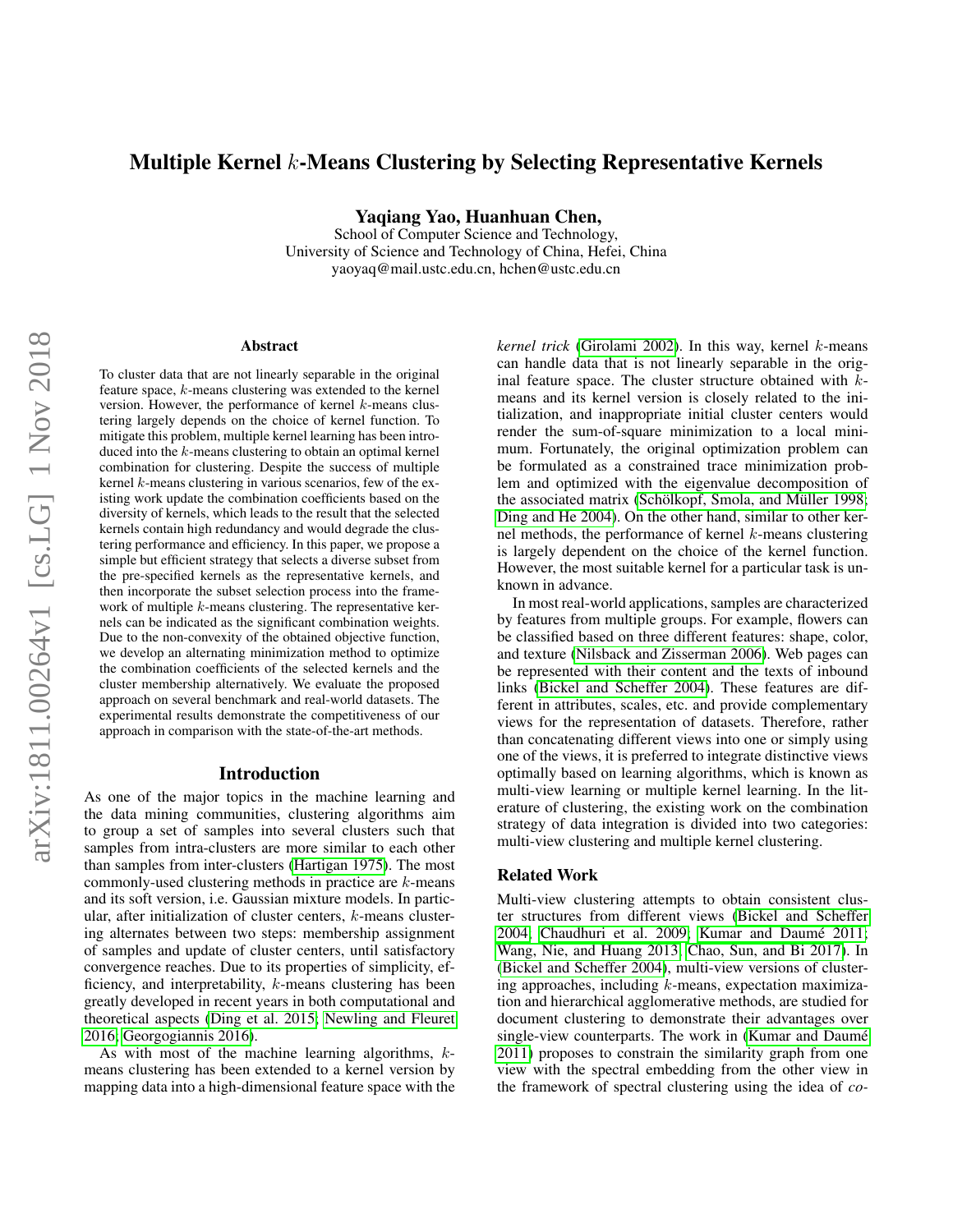# Multiple Kernel $k$-Means Clustering by Selecting Representative Kernels

**Yaqiang Yao, Huanhuan Chen,**

School of Computer Science and Technology,
University of Science and Technology of China, Hefei, China
yaoyaq@mail.ustc.edu.cn, hchen@ustc.edu.cn

## Abstract

To cluster data that are not linearly separable in the original feature space, $k$-means clustering was extended to the kernel version. However, the performance of kernel $k$-means clustering largely depends on the choice of kernel function. To mitigate this problem, multiple kernel learning has been introduced into the $k$-means clustering to obtain an optimal kernel combination for clustering. Despite the success of multiple kernel $k$-means clustering in various scenarios, few of the existing work update the combination coefficients based on the diversity of kernels, which leads to the result that the selected kernels contain high redundancy and would degrade the clustering performance and efficiency. In this paper, we propose a simple but efficient strategy that selects a diverse subset from the pre-specified kernels as the representative kernels, and then incorporate the subset selection process into the framework of multiple $k$-means clustering. The representative kernels can be indicated as the significant combination weights. Due to the non-convexity of the obtained objective function, we develop an alternating minimization method to optimize the combination coefficients of the selected kernels and the cluster membership alternatively. We evaluate the proposed approach on several benchmark and real-world datasets. The experimental results demonstrate the competitiveness of our approach in comparison with the state-of-the-art methods.

## Introduction

As one of the major topics in the machine learning and the data mining communities, clustering algorithms aim to group a set of samples into several clusters such that samples from intra-clusters are more similar to each other than samples from inter-clusters (Hartigan 1975). The most commonly-used clustering methods in practice are $k$-means and its soft version, i.e. Gaussian mixture models. In particular, after initialization of cluster centers, $k$-means clustering alternates between two steps: membership assignment of samples and update of cluster centers, until satisfactory convergence reaches. Due to its properties of simplicity, efficiency, and interpretability, $k$-means clustering has been greatly developed in recent years in both computational and theoretical aspects (Ding et al. 2015; Newling and Fleuret 2016; Georgogiannis 2016).

As with most of the machine learning algorithms, $k$-means clustering has been extended to a kernel version by mapping data into a high-dimensional feature space with the *kernel trick* (Girolami 2002). In this way, kernel $k$-means can handle data that is not linearly separable in the original feature space. The cluster structure obtained with $k$-means and its kernel version is closely related to the initialization, and inappropriate initial cluster centers would render the sum-of-square minimization to a local minimum. Fortunately, the original optimization problem can be formulated as a constrained trace minimization problem and optimized with the eigenvalue decomposition of the associated matrix (Schölkopf, Smola, and Müller 1998; Ding and He 2004). On the other hand, similar to other kernel methods, the performance of kernel $k$-means clustering is largely dependent on the choice of the kernel function. However, the most suitable kernel for a particular task is unknown in advance.

In most real-world applications, samples are characterized by features from multiple groups. For example, flowers can be classified based on three different features: shape, color, and texture (Nilsback and Zisserman 2006). Web pages can be represented with their content and the texts of inbound links (Bickel and Scheffer 2004). These features are different in attributes, scales, etc. and provide complementary views for the representation of datasets. Therefore, rather than concatenating different views into one or simply using one of the views, it is preferred to integrate distinctive views optimally based on learning algorithms, which is known as multi-view learning or multiple kernel learning. In the literature of clustering, the existing work on the combination strategy of data integration is divided into two categories: multi-view clustering and multiple kernel clustering.

### Related Work

Multi-view clustering attempts to obtain consistent cluster structures from different views (Bickel and Scheffer 2004; Chaudhuri et al. 2009; Kumar and Daumé 2011; Wang, Nie, and Huang 2013; Chao, Sun, and Bi 2017). In (Bickel and Scheffer 2004), multi-view versions of clustering approaches, including $k$-means, expectation maximization and hierarchical agglomerative methods, are studied for document clustering to demonstrate their advantages over single-view counterparts. The work in (Kumar and Daumé 2011) proposes to constrain the similarity graph from one view with the spectral embedding from the other view in the framework of spectral clustering using the idea of *co-*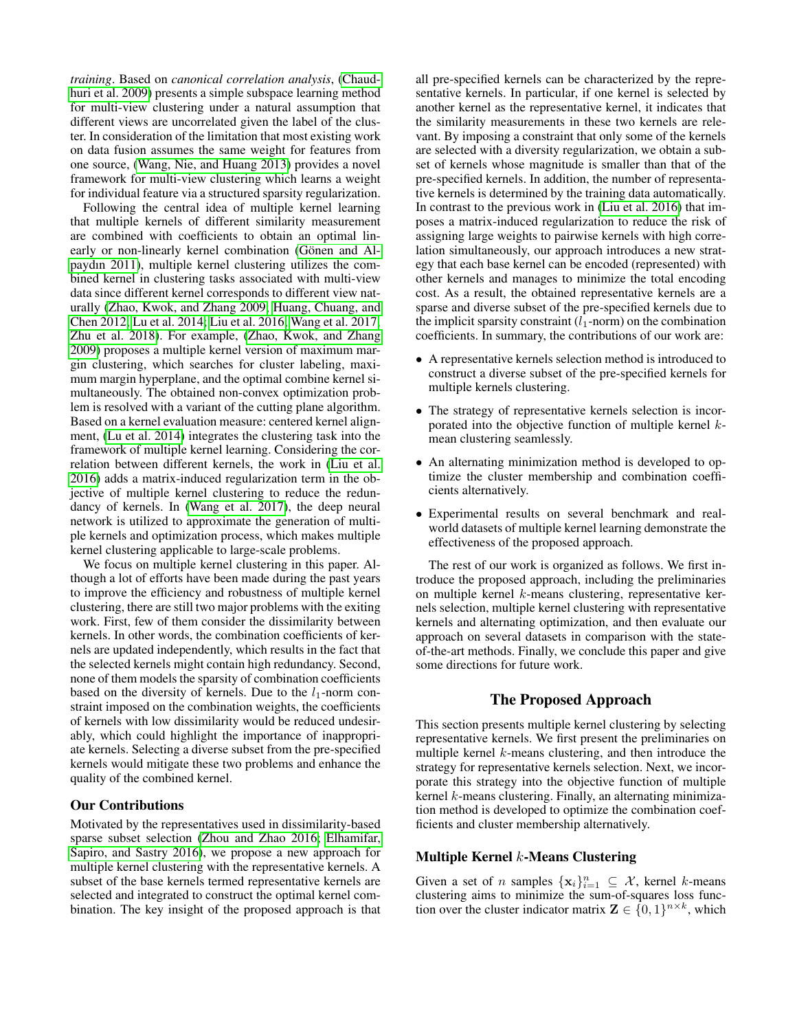*training*. Based on *canonical correlation analysis*, (Chaudhuri et al. 2009) presents a simple subspace learning method for multi-view clustering under a natural assumption that different views are uncorrelated given the label of the cluster. In consideration of the limitation that most existing work on data fusion assumes the same weight for features from one source, (Wang, Nie, and Huang 2013) provides a novel framework for multi-view clustering which learns a weight for individual feature via a structured sparsity regularization.

Following the central idea of multiple kernel learning that multiple kernels of different similarity measurement are combined with coefficients to obtain an optimal linearly or non-linearly kernel combination (Gönen and Alpaydın 2011), multiple kernel clustering utilizes the combined kernel in clustering tasks associated with multi-view data since different kernel corresponds to different view naturally (Zhao, Kwok, and Zhang 2009; Huang, Chuang, and Chen 2012; Lu et al. 2014; Liu et al. 2016; Wang et al. 2017; Zhu et al. 2018). For example, (Zhao, Kwok, and Zhang 2009) proposes a multiple kernel version of maximum margin clustering, which searches for cluster labeling, maximum margin hyperplane, and the optimal combine kernel simultaneously. The obtained non-convex optimization problem is resolved with a variant of the cutting plane algorithm. Based on a kernel evaluation measure: centered kernel alignment, (Lu et al. 2014) integrates the clustering task into the framework of multiple kernel learning. Considering the correlation between different kernels, the work in (Liu et al. 2016) adds a matrix-induced regularization term in the objective of multiple kernel clustering to reduce the redundancy of kernels. In (Wang et al. 2017), the deep neural network is utilized to approximate the generation of multiple kernels and optimization process, which makes multiple kernel clustering applicable to large-scale problems.

We focus on multiple kernel clustering in this paper. Although a lot of efforts have been made during the past years to improve the efficiency and robustness of multiple kernel clustering, there are still two major problems with the exiting work. First, few of them consider the dissimilarity between kernels. In other words, the combination coefficients of kernels are updated independently, which results in the fact that the selected kernels might contain high redundancy. Second, none of them models the sparsity of combination coefficients based on the diversity of kernels. Due to the $l_1$-norm constraint imposed on the combination weights, the coefficients of kernels with low dissimilarity would be reduced undesirably, which could highlight the importance of inappropriate kernels. Selecting a diverse subset from the pre-specified kernels would mitigate these two problems and enhance the quality of the combined kernel.

### Our Contributions

Motivated by the representatives used in dissimilarity-based sparse subset selection (Zhou and Zhao 2016; Elhamifar, Sapiro, and Sastry 2016), we propose a new approach for multiple kernel clustering with the representative kernels. A subset of the base kernels termed representative kernels are selected and integrated to construct the optimal kernel combination. The key insight of the proposed approach is that all pre-specified kernels can be characterized by the representative kernels. In particular, if one kernel is selected by another kernel as the representative kernel, it indicates that the similarity measurements in these two kernels are relevant. By imposing a constraint that only some of the kernels are selected with a diversity regularization, we obtain a subset of kernels whose magnitude is smaller than that of the pre-specified kernels. In addition, the number of representative kernels is determined by the training data automatically. In contrast to the previous work in (Liu et al. 2016) that imposes a matrix-induced regularization to reduce the risk of assigning large weights to pairwise kernels with high correlation simultaneously, our approach introduces a new strategy that each base kernel can be encoded (represented) with other kernels and manages to minimize the total encoding cost. As a result, the obtained representative kernels are a sparse and diverse subset of the pre-specified kernels due to the implicit sparsity constraint ($l_1$-norm) on the combination coefficients. In summary, the contributions of our work are:

- A representative kernels selection method is introduced to construct a diverse subset of the pre-specified kernels for multiple kernels clustering.
- The strategy of representative kernels selection is incorporated into the objective function of multiple kernel $k$-mean clustering seamlessly.
- An alternating minimization method is developed to optimize the cluster membership and combination coefficients alternatively.
- Experimental results on several benchmark and real-world datasets of multiple kernel learning demonstrate the effectiveness of the proposed approach.

The rest of our work is organized as follows. We first introduce the proposed approach, including the preliminaries on multiple kernel $k$-means clustering, representative kernels selection, multiple kernel clustering with representative kernels and alternating optimization, and then evaluate our approach on several datasets in comparison with the state-of-the-art methods. Finally, we conclude this paper and give some directions for future work.

## The Proposed Approach

This section presents multiple kernel clustering by selecting representative kernels. We first present the preliminaries on multiple kernel $k$-means clustering, and then introduce the strategy for representative kernels selection. Next, we incorporate this strategy into the objective function of multiple kernel $k$-means clustering. Finally, an alternating minimization method is developed to optimize the combination coefficients and cluster membership alternatively.

### Multiple Kernel $k$-Means Clustering

Given a set of $n$ samples $\{\mathbf{x}_i\}_{i=1}^n \subseteq \mathcal{X}$, kernel $k$-means clustering aims to minimize the sum-of-squares loss function over the cluster indicator matrix $\mathbf{Z} \in \{0, 1\}^{n \times k}$, which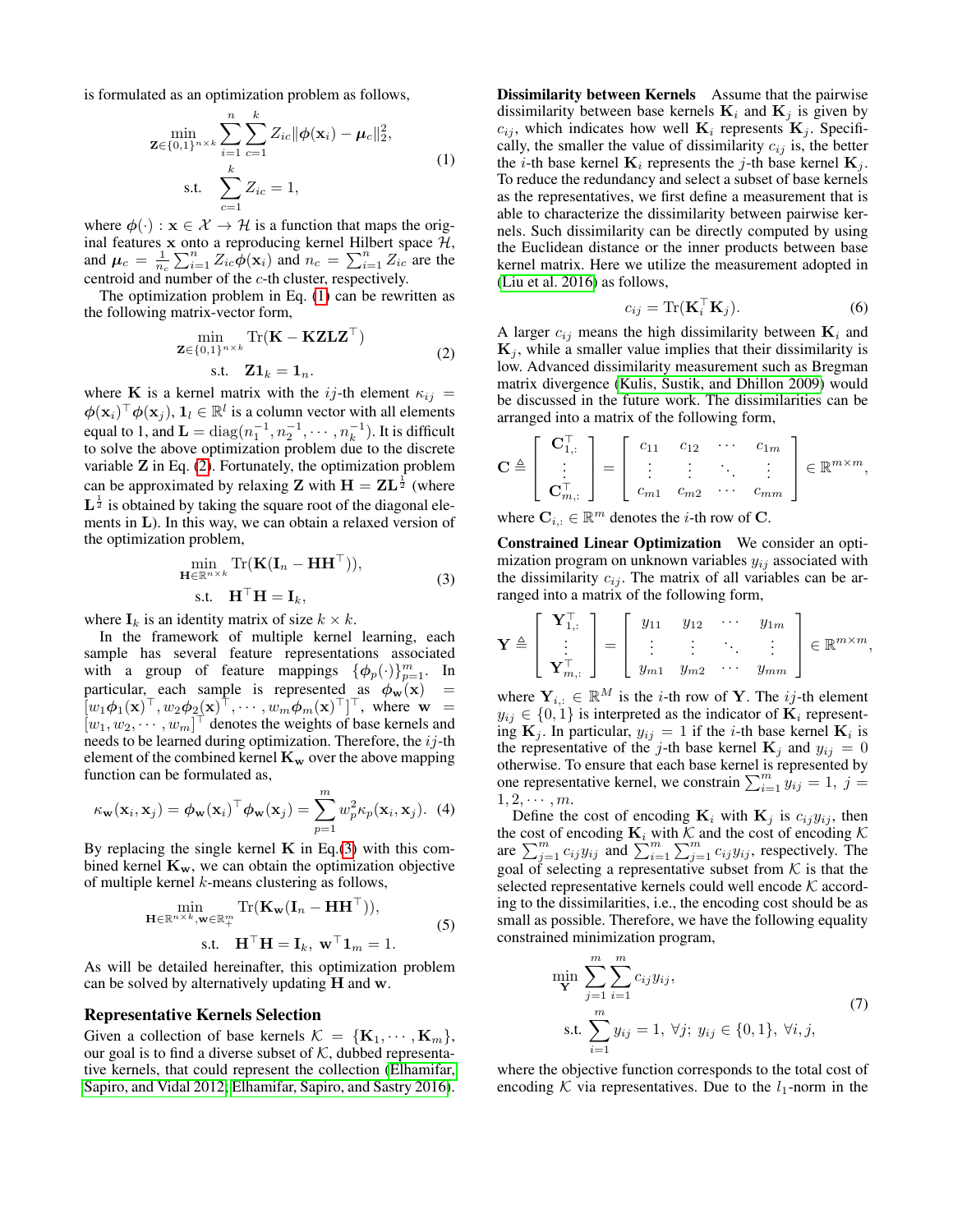is formulated as an optimization problem as follows,

$$
\begin{aligned}
\min_{\mathbf{Z}\in\{0,1\}^{n\times k}} & \sum_{i=1}^{n}\sum_{c=1}^{k} Z_{ic}\|\boldsymbol{\phi}(\mathbf{x}_i)-\boldsymbol{\mu}_c\|_2^2, \\
\text{s.t.} \quad & \sum_{c=1}^{k} Z_{ic} = 1,
\end{aligned}
\tag{1}
$$

where $\boldsymbol{\phi}(\cdot): \mathbf{x}\in\mathcal{X}\rightarrow\mathcal{H}$ is a function that maps the original features $\mathbf{x}$ onto a reproducing kernel Hilbert space $\mathcal{H}$, and $\boldsymbol{\mu}_c = \frac{1}{n_c}\sum_{i=1}^{n} Z_{ic}\boldsymbol{\phi}(\mathbf{x}_i)$ and $n_c = \sum_{i=1}^{n} Z_{ic}$ are the centroid and number of the $c$-th cluster, respectively.

The optimization problem in Eq. (1) can be rewritten as the following matrix-vector form,

$$
\begin{aligned}
\min_{\mathbf{Z}\in\{0,1\}^{n\times k}} & \operatorname{Tr}(\mathbf{K}-\mathbf{KZLZ}^\top) \\
\text{s.t.} \quad & \mathbf{Z}\mathbf{1}_k = \mathbf{1}_n.
\end{aligned}
\tag{2}
$$

where $\mathbf{K}$ is a kernel matrix with the $ij$-th element $\kappa_{ij} = \boldsymbol{\phi}(\mathbf{x}_i)^\top\boldsymbol{\phi}(\mathbf{x}_j)$, $\mathbf{1}_l\in\mathbb{R}^l$ is a column vector with all elements equal to 1, and $\mathbf{L} = \operatorname{diag}(n_1^{-1}, n_2^{-1}, \cdots, n_k^{-1})$. It is difficult to solve the above optimization problem due to the discrete variable $\mathbf{Z}$ in Eq. (2). Fortunately, the optimization problem can be approximated by relaxing $\mathbf{Z}$ with $\mathbf{H} = \mathbf{Z}\mathbf{L}^{\frac{1}{2}}$ (where $\mathbf{L}^{\frac{1}{2}}$ is obtained by taking the square root of the diagonal elements in $\mathbf{L}$). In this way, we can obtain a relaxed version of the optimization problem,

$$
\begin{aligned}
\min_{\mathbf{H}\in\mathbb{R}^{n\times k}} & \operatorname{Tr}(\mathbf{K}(\mathbf{I}_n-\mathbf{H}\mathbf{H}^\top)), \\
\text{s.t.} \quad & \mathbf{H}^\top\mathbf{H} = \mathbf{I}_k,
\end{aligned}
\tag{3}
$$

where $\mathbf{I}_k$ is an identity matrix of size $k\times k$.

In the framework of multiple kernel learning, each sample has several feature representations associated with a group of feature mappings $\{\boldsymbol{\phi}_p(\cdot)\}_{p=1}^{m}$. In particular, each sample is represented as $\boldsymbol{\phi}_{\mathbf{w}}(\mathbf{x}) = [w_1\boldsymbol{\phi}_1(\mathbf{x})^\top, w_2\boldsymbol{\phi}_2(\mathbf{x})^\top, \cdots, w_m\boldsymbol{\phi}_m(\mathbf{x})^\top]^\top$, where $\mathbf{w} = [w_1, w_2, \cdots, w_m]^\top$ denotes the weights of base kernels and needs to be learned during optimization. Therefore, the $ij$-th element of the combined kernel $\mathbf{K}_{\mathbf{w}}$ over the above mapping function can be formulated as,

$$
\kappa_{\mathbf{w}}(\mathbf{x}_i,\mathbf{x}_j) = \boldsymbol{\phi}_{\mathbf{w}}(\mathbf{x}_i)^\top\boldsymbol{\phi}_{\mathbf{w}}(\mathbf{x}_j) = \sum_{p=1}^{m} w_p^2\kappa_p(\mathbf{x}_i,\mathbf{x}_j). \tag{4}
$$

By replacing the single kernel $\mathbf{K}$ in Eq.(3) with this combined kernel $\mathbf{K}_{\mathbf{w}}$, we can obtain the optimization objective of multiple kernel $k$-means clustering as follows,

$$
\begin{aligned}
\min_{\mathbf{H}\in\mathbb{R}^{n\times k},\mathbf{w}\in\mathbb{R}_+^m} & \operatorname{Tr}(\mathbf{K}_{\mathbf{w}}(\mathbf{I}_n-\mathbf{H}\mathbf{H}^\top)), \\
\text{s.t.} \quad & \mathbf{H}^\top\mathbf{H} = \mathbf{I}_k,\ \mathbf{w}^\top\mathbf{1}_m = 1.
\end{aligned}
\tag{5}
$$

As will be detailed hereinafter, this optimization problem can be solved by alternatively updating $\mathbf{H}$ and $\mathbf{w}$.

## Representative Kernels Selection

Given a collection of base kernels $\mathcal{K} = \{\mathbf{K}_1, \cdots, \mathbf{K}_m\}$, our goal is to find a diverse subset of $\mathcal{K}$, dubbed representative kernels, that could represent the collection (Elhamifar, Sapiro, and Vidal 2012; Elhamifar, Sapiro, and Sastry 2016).

**Dissimilarity between Kernels** Assume that the pairwise dissimilarity between base kernels $\mathbf{K}_i$ and $\mathbf{K}_j$ is given by $c_{ij}$, which indicates how well $\mathbf{K}_i$ represents $\mathbf{K}_j$. Specifically, the smaller the value of dissimilarity $c_{ij}$ is, the better the $i$-th base kernel $\mathbf{K}_i$ represents the $j$-th base kernel $\mathbf{K}_j$. To reduce the redundancy and select a subset of base kernels as the representatives, we first define a measurement that is able to characterize the dissimilarity between pairwise kernels. Such dissimilarity can be directly computed by using the Euclidean distance or the inner products between base kernel matrix. Here we utilize the measurement adopted in (Liu et al. 2016) as follows,

$$
c_{ij} = \operatorname{Tr}(\mathbf{K}_i^\top\mathbf{K}_j). \tag{6}
$$

A larger $c_{ij}$ means the high dissimilarity between $\mathbf{K}_i$ and $\mathbf{K}_j$, while a smaller value implies that their dissimilarity is low. Advanced dissimilarity measurement such as Bregman matrix divergence (Kulis, Sustik, and Dhillon 2009) would be discussed in the future work. The dissimilarities can be arranged into a matrix of the following form,

$$
\mathbf{C} \triangleq \begin{bmatrix} \mathbf{C}_{1,:}^\top \\ \vdots \\ \mathbf{C}_{m,:}^\top \end{bmatrix} = \begin{bmatrix} c_{11} & c_{12} & \cdots & c_{1m} \\ \vdots & \vdots & \ddots & \vdots \\ c_{m1} & c_{m2} & \cdots & c_{mm} \end{bmatrix} \in \mathbb{R}^{m\times m},
$$

where $\mathbf{C}_{i,:}\in\mathbb{R}^m$ denotes the $i$-th row of $\mathbf{C}$.

**Constrained Linear Optimization** We consider an optimization program on unknown variables $y_{ij}$ associated with the dissimilarity $c_{ij}$. The matrix of all variables can be arranged into a matrix of the following form,

$$
\mathbf{Y} \triangleq \begin{bmatrix} \mathbf{Y}_{1,:}^\top \\ \vdots \\ \mathbf{Y}_{m,:}^\top \end{bmatrix} = \begin{bmatrix} y_{11} & y_{12} & \cdots & y_{1m} \\ \vdots & \vdots & \ddots & \vdots \\ y_{m1} & y_{m2} & \cdots & y_{mm} \end{bmatrix} \in \mathbb{R}^{m\times m},
$$

where $\mathbf{Y}_{i,:}\in\mathbb{R}^M$ is the $i$-th row of $\mathbf{Y}$. The $ij$-th element $y_{ij}\in\{0,1\}$ is interpreted as the indicator of $\mathbf{K}_i$ representing $\mathbf{K}_j$. In particular, $y_{ij}=1$ if the $i$-th base kernel $\mathbf{K}_i$ is the representative of the $j$-th base kernel $\mathbf{K}_j$ and $y_{ij}=0$ otherwise. To ensure that each base kernel is represented by one representative kernel, we constrain $\sum_{i=1}^{m} y_{ij} = 1,\ j = 1, 2, \cdots, m$.

Define the cost of encoding $\mathbf{K}_i$ with $\mathbf{K}_j$ is $c_{ij}y_{ij}$, then the cost of encoding $\mathbf{K}_i$ with $\mathcal{K}$ and the cost of encoding $\mathcal{K}$ are $\sum_{j=1}^{m} c_{ij}y_{ij}$ and $\sum_{i=1}^{m}\sum_{j=1}^{m} c_{ij}y_{ij}$, respectively. The goal of selecting a representative subset from $\mathcal{K}$ is that the selected representative kernels could well encode $\mathcal{K}$ according to the dissimilarities, i.e., the encoding cost should be as small as possible. Therefore, we have the following equality constrained minimization program,

$$
\begin{aligned}
\min_{\mathbf{Y}} & \sum_{j=1}^{m}\sum_{i=1}^{m} c_{ij}y_{ij}, \\
\text{s.t.} \quad & \sum_{i=1}^{m} y_{ij} = 1,\ \forall j;\ y_{ij}\in\{0,1\},\ \forall i,j,
\end{aligned}
\tag{7}
$$

where the objective function corresponds to the total cost of encoding $\mathcal{K}$ via representatives. Due to the $l_1$-norm in the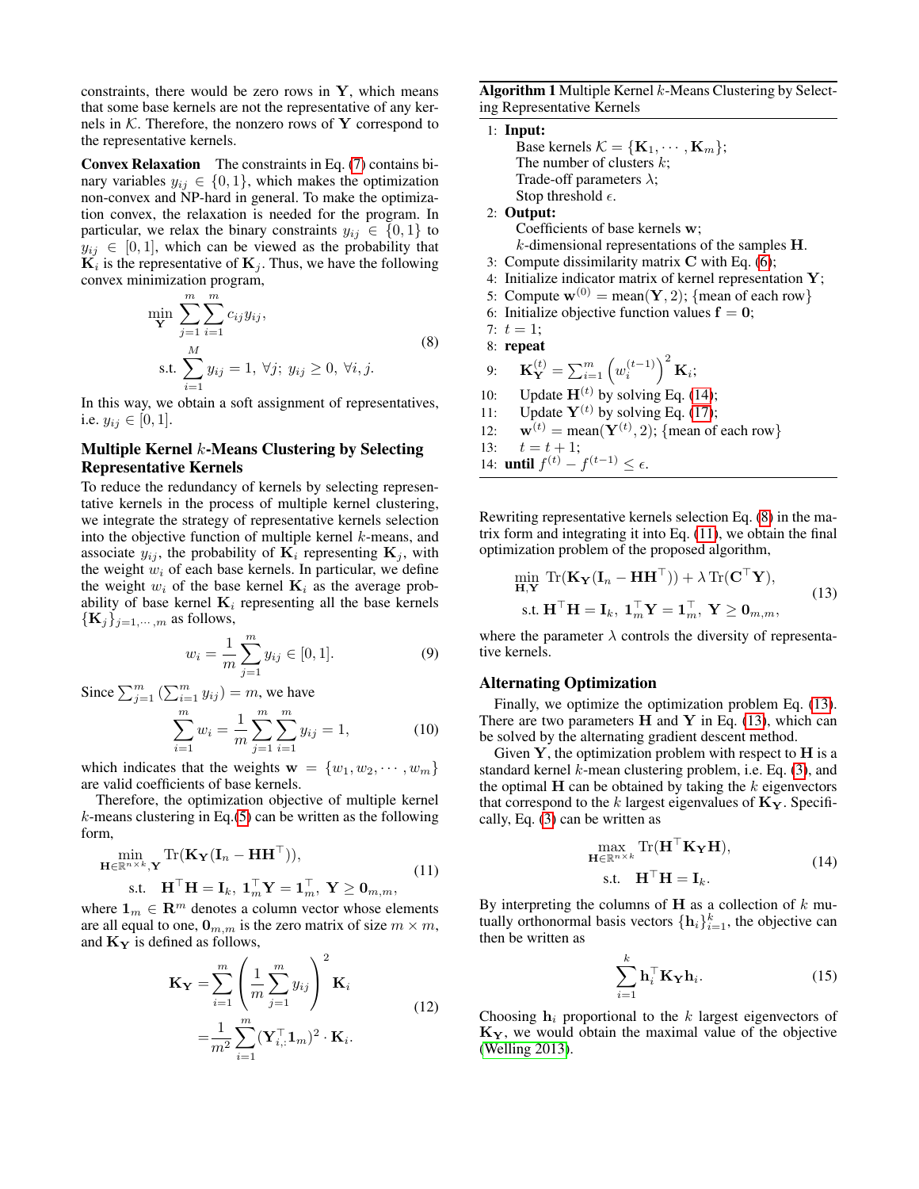constraints, there would be zero rows in $\mathbf{Y}$, which means that some base kernels are not the representative of any kernels in $\mathcal{K}$. Therefore, the nonzero rows of $\mathbf{Y}$ correspond to the representative kernels.

**Convex Relaxation** The constraints in Eq. (7) contains binary variables $y_{ij} \in \{0, 1\}$, which makes the optimization non-convex and NP-hard in general. To make the optimization convex, the relaxation is needed for the program. In particular, we relax the binary constraints $y_{ij} \in \{0, 1\}$ to $y_{ij} \in [0, 1]$, which can be viewed as the probability that $\mathbf{K}_i$ is the representative of $\mathbf{K}_j$. Thus, we have the following convex minimization program,

$$\begin{aligned} \min_{\mathbf{Y}} \; & \sum_{j=1}^{m} \sum_{i=1}^{m} c_{ij} y_{ij}, \\ \text{s.t.} \; & \sum_{i=1}^{M} y_{ij} = 1, \; \forall j; \; y_{ij} \geq 0, \; \forall i, j. \end{aligned} \tag{8}$$

In this way, we obtain a soft assignment of representatives, i.e. $y_{ij} \in [0, 1]$.

## Multiple Kernel $k$-Means Clustering by Selecting Representative Kernels

To reduce the redundancy of kernels by selecting representative kernels in the process of multiple kernel clustering, we integrate the strategy of representative kernels selection into the objective function of multiple kernel $k$-means, and associate $y_{ij}$, the probability of $\mathbf{K}_i$ representing $\mathbf{K}_j$, with the weight $w_i$ of each base kernels. In particular, we define the weight $w_i$ of the base kernel $\mathbf{K}_i$ as the average probability of base kernel $\mathbf{K}_i$ representing all the base kernels $\{\mathbf{K}_j\}_{j=1,\cdots,m}$ as follows,

$$w_i = \frac{1}{m} \sum_{j=1}^{m} y_{ij} \in [0, 1]. \tag{9}$$

Since $\sum_{j=1}^{m} \left( \sum_{i=1}^{m} y_{ij} \right) = m$, we have

$$\sum_{i=1}^{m} w_i = \frac{1}{m} \sum_{j=1}^{m} \sum_{i=1}^{m} y_{ij} = 1, \tag{10}$$

which indicates that the weights $\mathbf{w} = \{w_1, w_2, \cdots, w_m\}$ are valid coefficients of base kernels.

Therefore, the optimization objective of multiple kernel $k$-means clustering in Eq.(5) can be written as the following form,

$$\begin{aligned} \min_{\mathbf{H} \in \mathbb{R}^{n \times k}, \mathbf{Y}} \; & \operatorname{Tr}(\mathbf{K}_{\mathbf{Y}}(\mathbf{I}_n - \mathbf{H}\mathbf{H}^\top)), \\ \text{s.t.} \; & \mathbf{H}^\top \mathbf{H} = \mathbf{I}_k, \; \mathbf{1}_m^\top \mathbf{Y} = \mathbf{1}_m^\top, \; \mathbf{Y} \geq \mathbf{0}_{m,m}, \end{aligned} \tag{11}$$

where $\mathbf{1}_m \in \mathbf{R}^m$ denotes a column vector whose elements are all equal to one, $\mathbf{0}_{m,m}$ is the zero matrix of size $m \times m$, and $\mathbf{K}_{\mathbf{Y}}$ is defined as follows,

$$\begin{aligned} \mathbf{K}_{\mathbf{Y}} &= \sum_{i=1}^{m} \left( \frac{1}{m} \sum_{j=1}^{m} y_{ij} \right)^2 \mathbf{K}_i \\ &= \frac{1}{m^2} \sum_{i=1}^{m} (\mathbf{Y}_{i,:}^\top \mathbf{1}_m)^2 \cdot \mathbf{K}_i. \end{aligned} \tag{12}$$

**Algorithm 1** Multiple Kernel $k$-Means Clustering by Selecting Representative Kernels

```
1:  Input:
      Base kernels K = {K_1, ..., K_m};
      The number of clusters k;
      Trade-off parameters λ;
      Stop threshold ε.
2:  Output:
      Coefficients of base kernels w;
      k-dimensional representations of the samples H.
3:  Compute dissimilarity matrix C with Eq. (6);
4:  Initialize indicator matrix of kernel representation Y;
5:  Compute w^(0) = mean(Y, 2); {mean of each row}
6:  Initialize objective function values f = 0;
7:  t = 1;
8:  repeat
9:      K_Y^(t) = Σ_{i=1}^m (w_i^(t-1))^2 K_i;
10:     Update H^(t) by solving Eq. (14);
11:     Update Y^(t) by solving Eq. (17);
12:     w^(t) = mean(Y^(t), 2); {mean of each row}
13:     t = t + 1;
14: until f^(t) - f^(t-1) ≤ ε.
```

Rewriting representative kernels selection Eq. (8) in the matrix form and integrating it into Eq. (11), we obtain the final optimization problem of the proposed algorithm,

$$\begin{aligned} \min_{\mathbf{H}, \mathbf{Y}} \; & \operatorname{Tr}(\mathbf{K}_{\mathbf{Y}}(\mathbf{I}_n - \mathbf{H}\mathbf{H}^\top)) + \lambda \operatorname{Tr}(\mathbf{C}^\top \mathbf{Y}), \\ \text{s.t.} \; & \mathbf{H}^\top \mathbf{H} = \mathbf{I}_k, \; \mathbf{1}_m^\top \mathbf{Y} = \mathbf{1}_m^\top, \; \mathbf{Y} \geq \mathbf{0}_{m,m}, \end{aligned} \tag{13}$$

where the parameter $\lambda$ controls the diversity of representative kernels.

## Alternating Optimization

Finally, we optimize the optimization problem Eq. (13). There are two parameters $\mathbf{H}$ and $\mathbf{Y}$ in Eq. (13), which can be solved by the alternating gradient descent method.

Given $\mathbf{Y}$, the optimization problem with respect to $\mathbf{H}$ is a standard kernel $k$-mean clustering problem, i.e. Eq. (3), and the optimal $\mathbf{H}$ can be obtained by taking the $k$ eigenvectors that correspond to the $k$ largest eigenvalues of $\mathbf{K}_{\mathbf{Y}}$. Specifically, Eq. (3) can be written as

$$\begin{aligned} \max_{\mathbf{H} \in \mathbb{R}^{n \times k}} \; & \operatorname{Tr}(\mathbf{H}^\top \mathbf{K}_{\mathbf{Y}} \mathbf{H}), \\ \text{s.t.} \; & \mathbf{H}^\top \mathbf{H} = \mathbf{I}_k. \end{aligned} \tag{14}$$

By interpreting the columns of $\mathbf{H}$ as a collection of $k$ mutually orthonormal basis vectors $\{\mathbf{h}_i\}_{i=1}^{k}$, the objective can then be written as

$$\sum_{i=1}^{k} \mathbf{h}_i^\top \mathbf{K}_{\mathbf{Y}} \mathbf{h}_i. \tag{15}$$

Choosing $\mathbf{h}_i$ proportional to the $k$ largest eigenvectors of $\mathbf{K}_{\mathbf{Y}}$, we would obtain the maximal value of the objective (Welling 2013).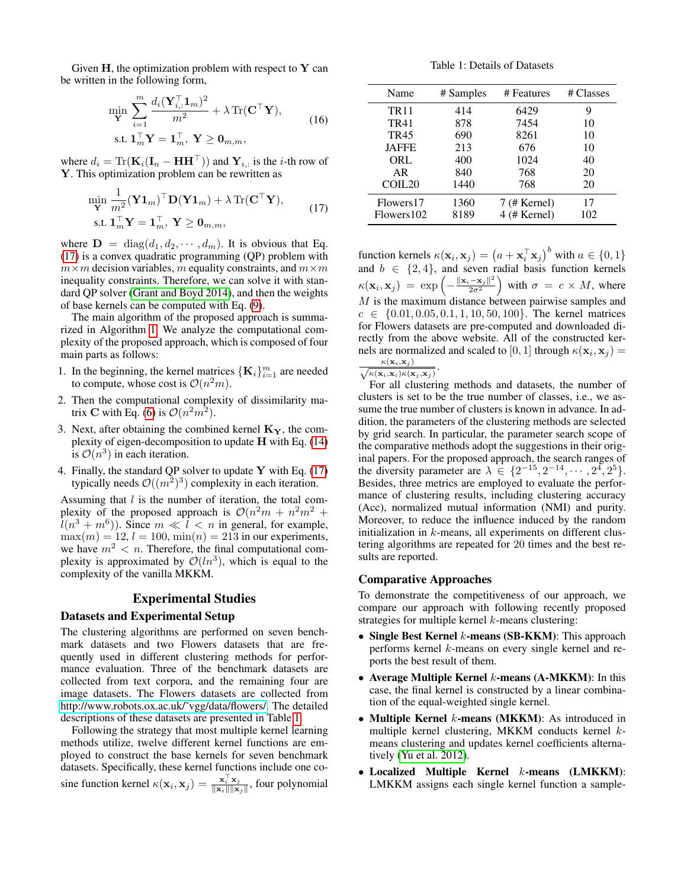Given $\mathbf{H}$, the optimization problem with respect to $\mathbf{Y}$ can be written in the following form,

$$\min_{\mathbf{Y}} \sum_{i=1}^{m} \frac{d_i(\mathbf{Y}_{i,:}^\top \mathbf{1}_m)^2}{m^2} + \lambda \operatorname{Tr}(\mathbf{C}^\top \mathbf{Y}), \quad \text{s.t. } \mathbf{1}_m^\top \mathbf{Y} = \mathbf{1}_m^\top,\ \mathbf{Y} \geq \mathbf{0}_{m,m}, \tag{16}$$

where $d_i = \operatorname{Tr}(\mathbf{K}_i(\mathbf{I}_n - \mathbf{H}\mathbf{H}^\top))$ and $\mathbf{Y}_{i,:}$ is the $i$-th row of $\mathbf{Y}$. This optimization problem can be rewritten as

$$\min_{\mathbf{Y}} \frac{1}{m^2}(\mathbf{Y}\mathbf{1}_m)^\top \mathbf{D}(\mathbf{Y}\mathbf{1}_m) + \lambda \operatorname{Tr}(\mathbf{C}^\top \mathbf{Y}), \quad \text{s.t. } \mathbf{1}_m^\top \mathbf{Y} = \mathbf{1}_m^\top,\ \mathbf{Y} \geq \mathbf{0}_{m,m}, \tag{17}$$

where $\mathbf{D} = \operatorname{diag}(d_1, d_2, \cdots, d_m)$. It is obvious that Eq. (17) is a convex quadratic programming (QP) problem with $m \times m$ decision variables, $m$ equality constraints, and $m \times m$ inequality constraints. Therefore, we can solve it with standard QP solver (Grant and Boyd 2014), and then the weights of base kernels can be computed with Eq. (9).

The main algorithm of the proposed approach is summarized in Algorithm 1. We analyze the computational complexity of the proposed approach, which is composed of four main parts as follows:

1. In the beginning, the kernel matrices $\{\mathbf{K}_i\}_{i=1}^m$ are needed to compute, whose cost is $\mathcal{O}(n^2 m)$.
2. Then the computational complexity of dissimilarity matrix $\mathbf{C}$ with Eq. (6) is $\mathcal{O}(n^2 m^2)$.
3. Next, after obtaining the combined kernel $\mathbf{K}_{\mathbf{Y}}$, the complexity of eigen-decomposition to update $\mathbf{H}$ with Eq. (14) is $\mathcal{O}(n^3)$ in each iteration.
4. Finally, the standard QP solver to update $\mathbf{Y}$ with Eq. (17) typically needs $\mathcal{O}((m^2)^3)$ complexity in each iteration.

Assuming that $l$ is the number of iteration, the total complexity of the proposed approach is $\mathcal{O}(n^2 m + n^2 m^2 + l(n^3 + m^6))$. Since $m \ll l < n$ in general, for example, $\max(m) = 12$, $l = 100$, $\min(n) = 213$ in our experiments, we have $m^2 < n$. Therefore, the final computational complexity is approximated by $\mathcal{O}(ln^3)$, which is equal to the complexity of the vanilla MKKM.

# Experimental Studies

## Datasets and Experimental Setup

The clustering algorithms are performed on seven benchmark datasets and two Flowers datasets that are frequently used in different clustering methods for performance evaluation. Three of the benchmark datasets are collected from text corpora, and the remaining four are image datasets. The Flowers datasets are collected from http://www.robots.ox.ac.uk/~vgg/data/flowers/. The detailed descriptions of these datasets are presented in Table 1.

Table 1: Details of Datasets

| Name | # Samples | # Features | # Classes |
|---|---|---|---|
| TR11 | 414 | 6429 | 9 |
| TR41 | 878 | 7454 | 10 |
| TR45 | 690 | 8261 | 10 |
| JAFFE | 213 | 676 | 10 |
| ORL | 400 | 1024 | 40 |
| AR | 840 | 768 | 20 |
| COIL20 | 1440 | 768 | 20 |
| Flowers17 | 1360 | 7 (# Kernel) | 17 |
| Flowers102 | 8189 | 4 (# Kernel) | 102 |

Following the strategy that most multiple kernel learning methods utilize, twelve different kernel functions are employed to construct the base kernels for seven benchmark datasets. Specifically, these kernel functions include one cosine function kernel $\kappa(\mathbf{x}_i, \mathbf{x}_j) = \frac{\mathbf{x}_i^\top \mathbf{x}_j}{\|\mathbf{x}_i\|\|\mathbf{x}_j\|}$, four polynomial function kernels $\kappa(\mathbf{x}_i, \mathbf{x}_j) = \left(a + \mathbf{x}_i^\top \mathbf{x}_j\right)^b$ with $a \in \{0, 1\}$ and $b \in \{2, 4\}$, and seven radial basis function kernels $\kappa(\mathbf{x}_i, \mathbf{x}_j) = \exp\left(-\frac{\|\mathbf{x}_i - \mathbf{x}_j\|^2}{2\sigma^2}\right)$ with $\sigma = c \times M$, where $M$ is the maximum distance between pairwise samples and $c \in \{0.01, 0.05, 0.1, 1, 10, 50, 100\}$. The kernel matrices for Flowers datasets are pre-computed and downloaded directly from the above website. All of the constructed kernels are normalized and scaled to $[0, 1]$ through $\kappa(\mathbf{x}_i, \mathbf{x}_j) = \frac{\kappa(\mathbf{x}_i, \mathbf{x}_j)}{\sqrt{\kappa(\mathbf{x}_i, \mathbf{x}_i)\kappa(\mathbf{x}_j, \mathbf{x}_j)}}$.

For all clustering methods and datasets, the number of clusters is set to be the true number of classes, i.e., we assume the true number of clusters is known in advance. In addition, the parameters of the clustering methods are selected by grid search. In particular, the parameter search scope of the comparative methods adopt the suggestions in their original papers. For the proposed approach, the search ranges of the diversity parameter are $\lambda \in \{2^{-15}, 2^{-14}, \cdots, 2^4, 2^5\}$. Besides, three metrics are employed to evaluate the performance of clustering results, including clustering accuracy (Acc), normalized mutual information (NMI) and purity. Moreover, to reduce the influence induced by the random initialization in $k$-means, all experiments on different clustering algorithms are repeated for 20 times and the best results are reported.

## Comparative Approaches

To demonstrate the competitiveness of our approach, we compare our approach with following recently proposed strategies for multiple kernel $k$-means clustering:

- **Single Best Kernel $k$-means (SB-KKM)**: This approach performs kernel $k$-means on every single kernel and reports the best result of them.
- **Average Multiple Kernel $k$-means (A-MKKM)**: In this case, the final kernel is constructed by a linear combination of the equal-weighted single kernel.
- **Multiple Kernel $k$-means (MKKM)**: As introduced in multiple kernel clustering, MKKM conducts kernel $k$-means clustering and updates kernel coefficients alternatively (Yu et al. 2012).
- **Localized Multiple Kernel $k$-means (LMKKM)**: LMKKM assigns each single kernel function a sample-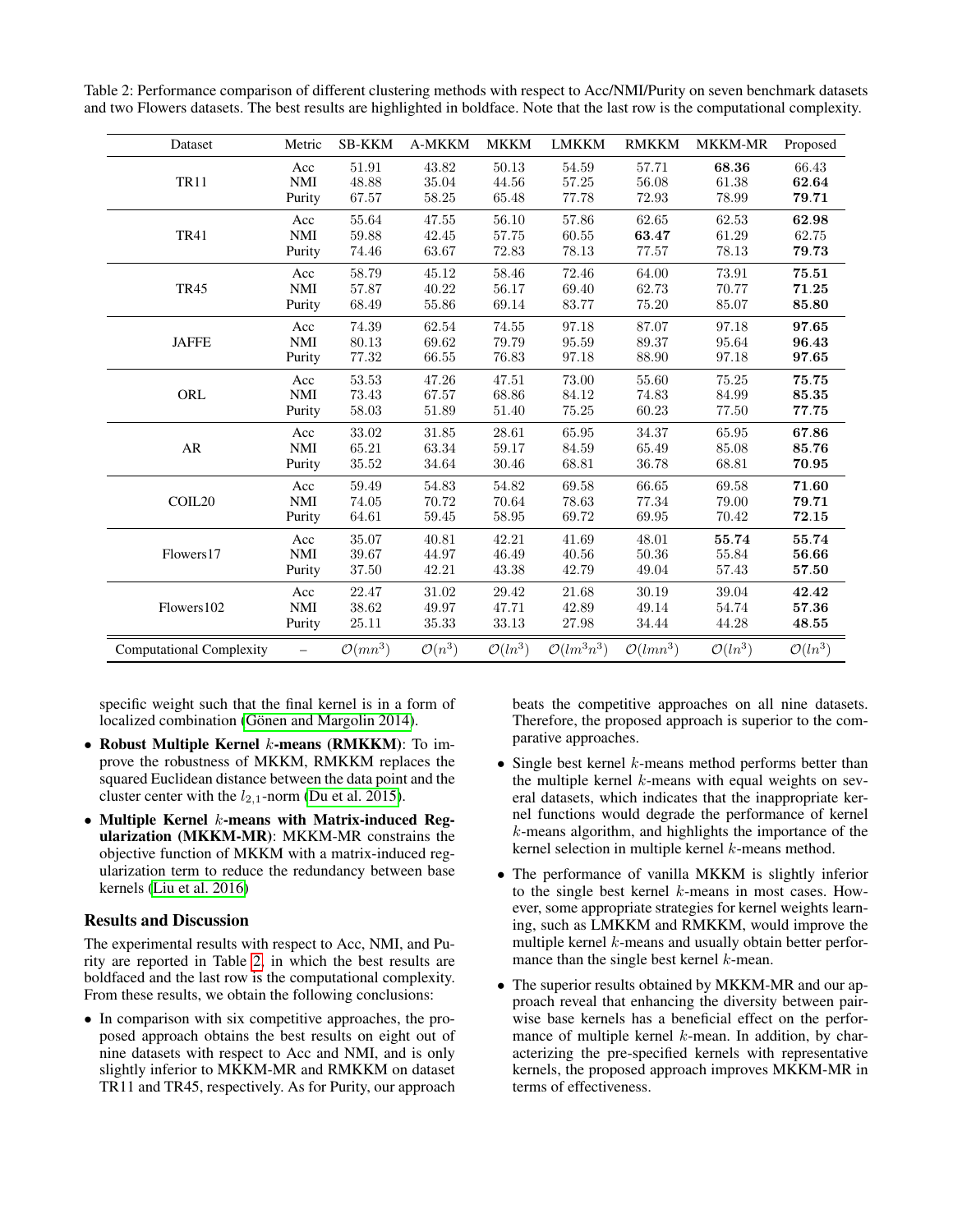Table 2: Performance comparison of different clustering methods with respect to Acc/NMI/Purity on seven benchmark datasets and two Flowers datasets. The best results are highlighted in boldface. Note that the last row is the computational complexity.

| Dataset | Metric | SB-KKM | A-MKKM | MKKM | LMKKM | RMKKM | MKKM-MR | Proposed |
|---|---|---|---|---|---|---|---|---|
| TR11 | Acc | 51.91 | 43.82 | 50.13 | 54.59 | 57.71 | **68.36** | 66.43 |
| | NMI | 48.88 | 35.04 | 44.56 | 57.25 | 56.08 | 61.38 | **62.64** |
| | Purity | 67.57 | 58.25 | 65.48 | 77.78 | 72.93 | 78.99 | **79.71** |
| TR41 | Acc | 55.64 | 47.55 | 56.10 | 57.86 | 62.65 | 62.53 | **62.98** |
| | NMI | 59.88 | 42.45 | 57.75 | 60.55 | **63.47** | 61.29 | 62.75 |
| | Purity | 74.46 | 63.67 | 72.83 | 78.13 | 77.57 | 78.13 | **79.73** |
| TR45 | Acc | 58.79 | 45.12 | 58.46 | 72.46 | 64.00 | 73.91 | **75.51** |
| | NMI | 57.87 | 40.22 | 56.17 | 69.40 | 62.73 | 70.77 | **71.25** |
| | Purity | 68.49 | 55.86 | 69.14 | 83.77 | 75.20 | 85.07 | **85.80** |
| JAFFE | Acc | 74.39 | 62.54 | 74.55 | 97.18 | 87.07 | 97.18 | **97.65** |
| | NMI | 80.13 | 69.62 | 79.79 | 95.59 | 89.37 | 95.64 | **96.43** |
| | Purity | 77.32 | 66.55 | 76.83 | 97.18 | 88.90 | 97.18 | **97.65** |
| ORL | Acc | 53.53 | 47.26 | 47.51 | 73.00 | 55.60 | 75.25 | **75.75** |
| | NMI | 73.43 | 67.57 | 68.86 | 84.12 | 74.83 | 84.99 | **85.35** |
| | Purity | 58.03 | 51.89 | 51.40 | 75.25 | 60.23 | 77.50 | **77.75** |
| AR | Acc | 33.02 | 31.85 | 28.61 | 65.95 | 34.37 | 65.95 | **67.86** |
| | NMI | 65.21 | 63.34 | 59.17 | 84.59 | 65.49 | 85.08 | **85.76** |
| | Purity | 35.52 | 34.64 | 30.46 | 68.81 | 36.78 | 68.81 | **70.95** |
| COIL20 | Acc | 59.49 | 54.83 | 54.82 | 69.58 | 66.65 | 69.58 | **71.60** |
| | NMI | 74.05 | 70.72 | 70.64 | 78.63 | 77.34 | 79.00 | **79.71** |
| | Purity | 64.61 | 59.45 | 58.95 | 69.72 | 69.95 | 70.42 | **72.15** |
| Flowers17 | Acc | 35.07 | 40.81 | 42.21 | 41.69 | 48.01 | **55.74** | **55.74** |
| | NMI | 39.67 | 44.97 | 46.49 | 40.56 | 50.36 | 55.84 | **56.66** |
| | Purity | 37.50 | 42.21 | 43.38 | 42.79 | 49.04 | 57.43 | **57.50** |
| Flowers102 | Acc | 22.47 | 31.02 | 29.42 | 21.68 | 30.19 | 39.04 | **42.42** |
| | NMI | 38.62 | 49.97 | 47.71 | 42.89 | 49.14 | 54.74 | **57.36** |
| | Purity | 25.11 | 35.33 | 33.13 | 27.98 | 34.44 | 44.28 | **48.55** |
| Computational Complexity | – | $\mathcal{O}(mn^3)$ | $\mathcal{O}(n^3)$ | $\mathcal{O}(ln^3)$ | $\mathcal{O}(lm^3n^3)$ | $\mathcal{O}(lmn^3)$ | $\mathcal{O}(ln^3)$ | $\mathcal{O}(ln^3)$ |

specific weight such that the final kernel is in a form of localized combination (Gönen and Margolin 2014).

- **Robust Multiple Kernel $k$-means (RMKKM)**: To improve the robustness of MKKM, RMKKM replaces the squared Euclidean distance between the data point and the cluster center with the $l_{2,1}$-norm (Du et al. 2015).
- **Multiple Kernel $k$-means with Matrix-induced Regularization (MKKM-MR)**: MKKM-MR constrains the objective function of MKKM with a matrix-induced regularization term to reduce the redundancy between base kernels (Liu et al. 2016)

## Results and Discussion

The experimental results with respect to Acc, NMI, and Purity are reported in Table 2, in which the best results are boldfaced and the last row is the computational complexity. From these results, we obtain the following conclusions:

- In comparison with six competitive approaches, the proposed approach obtains the best results on eight out of nine datasets with respect to Acc and NMI, and is only slightly inferior to MKKM-MR and RMKKM on dataset TR11 and TR45, respectively. As for Purity, our approach beats the competitive approaches on all nine datasets. Therefore, the proposed approach is superior to the comparative approaches.
- Single best kernel $k$-means method performs better than the multiple kernel $k$-means with equal weights on several datasets, which indicates that the inappropriate kernel functions would degrade the performance of kernel $k$-means algorithm, and highlights the importance of the kernel selection in multiple kernel $k$-means method.
- The performance of vanilla MKKM is slightly inferior to the single best kernel $k$-means in most cases. However, some appropriate strategies for kernel weights learning, such as LMKKM and RMKKM, would improve the multiple kernel $k$-means and usually obtain better performance than the single best kernel $k$-mean.
- The superior results obtained by MKKM-MR and our approach reveal that enhancing the diversity between pairwise base kernels has a beneficial effect on the performance of multiple kernel $k$-mean. In addition, by characterizing the pre-specified kernels with representative kernels, the proposed approach improves MKKM-MR in terms of effectiveness.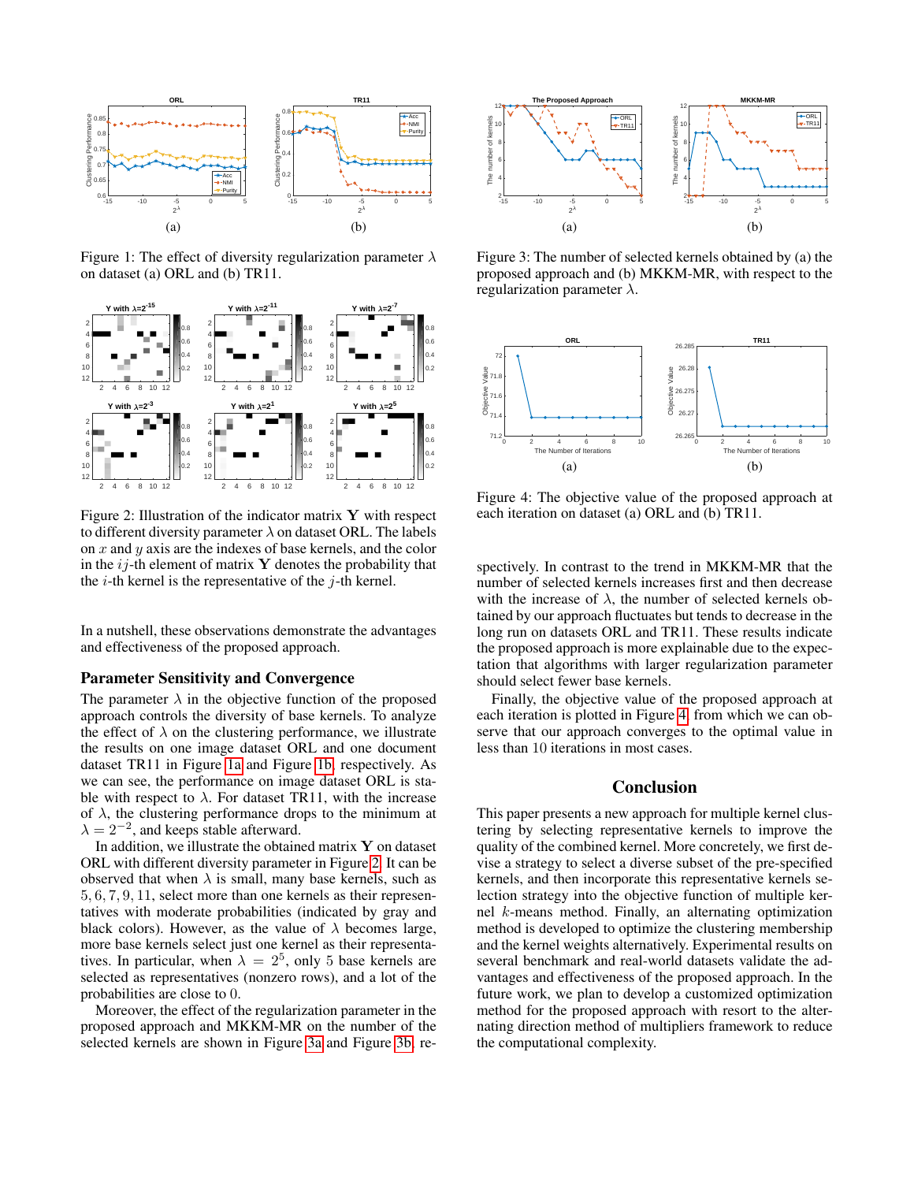Figure 1: The effect of diversity regularization parameter $\lambda$ on dataset (a) ORL and (b) TR11.

Figure 2: Illustration of the indicator matrix $\mathbf{Y}$ with respect to different diversity parameter $\lambda$ on dataset ORL. The labels on $x$ and $y$ axis are the indexes of base kernels, and the color in the $ij$-th element of matrix $\mathbf{Y}$ denotes the probability that the $i$-th kernel is the representative of the $j$-th kernel.

In a nutshell, these observations demonstrate the advantages and effectiveness of the proposed approach.

## Parameter Sensitivity and Convergence

The parameter $\lambda$ in the objective function of the proposed approach controls the diversity of base kernels. To analyze the effect of $\lambda$ on the clustering performance, we illustrate the results on one image dataset ORL and one document dataset TR11 in Figure 1a and Figure 1b, respectively. As we can see, the performance on image dataset ORL is stable with respect to $\lambda$. For dataset TR11, with the increase of $\lambda$, the clustering performance drops to the minimum at $\lambda = 2^{-2}$, and keeps stable afterward.

In addition, we illustrate the obtained matrix $\mathbf{Y}$ on dataset ORL with different diversity parameter in Figure 2. It can be observed that when $\lambda$ is small, many base kernels, such as $5, 6, 7, 9, 11$, select more than one kernels as their representatives with moderate probabilities (indicated by gray and black colors). However, as the value of $\lambda$ becomes large, more base kernels select just one kernel as their representatives. In particular, when $\lambda = 2^5$, only 5 base kernels are selected as representatives (nonzero rows), and a lot of the probabilities are close to 0.

Moreover, the effect of the regularization parameter in the proposed approach and MKKM-MR on the number of the selected kernels are shown in Figure 3a and Figure 3b, respectively. In contrast to the trend in MKKM-MR that the number of selected kernels increases first and then decrease with the increase of $\lambda$, the number of selected kernels obtained by our approach fluctuates but tends to decrease in the long run on datasets ORL and TR11. These results indicate the proposed approach is more explainable due to the expectation that algorithms with larger regularization parameter should select fewer base kernels.

Figure 3: The number of selected kernels obtained by (a) the proposed approach and (b) MKKM-MR, with respect to the regularization parameter $\lambda$.

Figure 4: The objective value of the proposed approach at each iteration on dataset (a) ORL and (b) TR11.

Finally, the objective value of the proposed approach at each iteration is plotted in Figure 4, from which we can observe that our approach converges to the optimal value in less than 10 iterations in most cases.

## Conclusion

This paper presents a new approach for multiple kernel clustering by selecting representative kernels to improve the quality of the combined kernel. More concretely, we first devise a strategy to select a diverse subset of the pre-specified kernels, and then incorporate this representative kernels selection strategy into the objective function of multiple kernel $k$-means method. Finally, an alternating optimization method is developed to optimize the clustering membership and the kernel weights alternatively. Experimental results on several benchmark and real-world datasets validate the advantages and effectiveness of the proposed approach. In the future work, we plan to develop a customized optimization method for the proposed approach with resort to the alternating direction method of multipliers framework to reduce the computational complexity.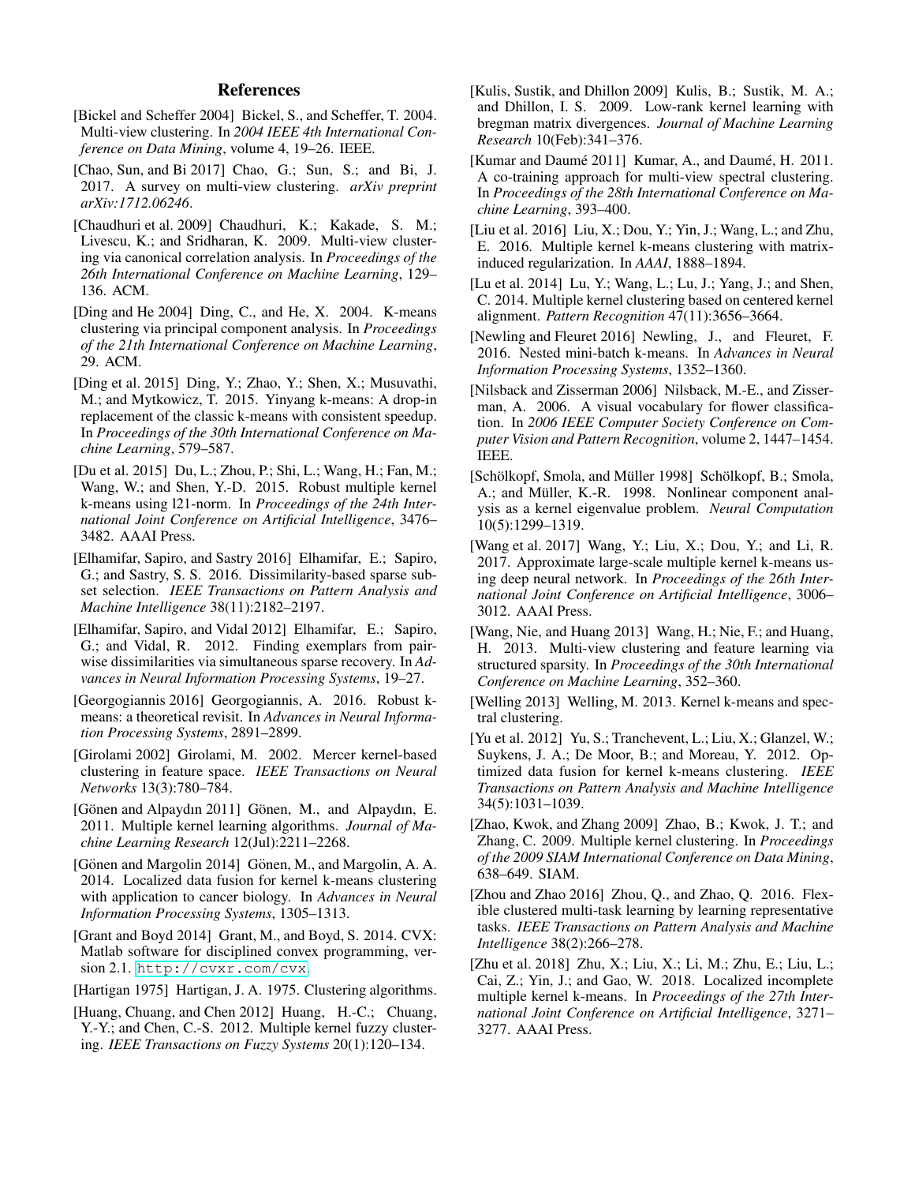## References

[Bickel and Scheffer 2004] Bickel, S., and Scheffer, T. 2004. Multi-view clustering. In *2004 IEEE 4th International Conference on Data Mining*, volume 4, 19–26. IEEE.

[Chao, Sun, and Bi 2017] Chao, G.; Sun, S.; and Bi, J. 2017. A survey on multi-view clustering. *arXiv preprint arXiv:1712.06246*.

[Chaudhuri et al. 2009] Chaudhuri, K.; Kakade, S. M.; Livescu, K.; and Sridharan, K. 2009. Multi-view clustering via canonical correlation analysis. In *Proceedings of the 26th International Conference on Machine Learning*, 129–136. ACM.

[Ding and He 2004] Ding, C., and He, X. 2004. K-means clustering via principal component analysis. In *Proceedings of the 21th International Conference on Machine Learning*, 29. ACM.

[Ding et al. 2015] Ding, Y.; Zhao, Y.; Shen, X.; Musuvathi, M.; and Mytkowicz, T. 2015. Yinyang k-means: A drop-in replacement of the classic k-means with consistent speedup. In *Proceedings of the 30th International Conference on Machine Learning*, 579–587.

[Du et al. 2015] Du, L.; Zhou, P.; Shi, L.; Wang, H.; Fan, M.; Wang, W.; and Shen, Y.-D. 2015. Robust multiple kernel k-means using l21-norm. In *Proceedings of the 24th International Joint Conference on Artificial Intelligence*, 3476–3482. AAAI Press.

[Elhamifar, Sapiro, and Sastry 2016] Elhamifar, E.; Sapiro, G.; and Sastry, S. S. 2016. Dissimilarity-based sparse subset selection. *IEEE Transactions on Pattern Analysis and Machine Intelligence* 38(11):2182–2197.

[Elhamifar, Sapiro, and Vidal 2012] Elhamifar, E.; Sapiro, G.; and Vidal, R. 2012. Finding exemplars from pairwise dissimilarities via simultaneous sparse recovery. In *Advances in Neural Information Processing Systems*, 19–27.

[Georgogiannis 2016] Georgogiannis, A. 2016. Robust k-means: a theoretical revisit. In *Advances in Neural Information Processing Systems*, 2891–2899.

[Girolami 2002] Girolami, M. 2002. Mercer kernel-based clustering in feature space. *IEEE Transactions on Neural Networks* 13(3):780–784.

[Gönen and Alpaydın 2011] Gönen, M., and Alpaydın, E. 2011. Multiple kernel learning algorithms. *Journal of Machine Learning Research* 12(Jul):2211–2268.

[Gönen and Margolin 2014] Gönen, M., and Margolin, A. A. 2014. Localized data fusion for kernel k-means clustering with application to cancer biology. In *Advances in Neural Information Processing Systems*, 1305–1313.

[Grant and Boyd 2014] Grant, M., and Boyd, S. 2014. CVX: Matlab software for disciplined convex programming, version 2.1. http://cvxr.com/cvx.

[Hartigan 1975] Hartigan, J. A. 1975. Clustering algorithms.

[Huang, Chuang, and Chen 2012] Huang, H.-C.; Chuang, Y.-Y.; and Chen, C.-S. 2012. Multiple kernel fuzzy clustering. *IEEE Transactions on Fuzzy Systems* 20(1):120–134.

[Kulis, Sustik, and Dhillon 2009] Kulis, B.; Sustik, M. A.; and Dhillon, I. S. 2009. Low-rank kernel learning with bregman matrix divergences. *Journal of Machine Learning Research* 10(Feb):341–376.

[Kumar and Daumé 2011] Kumar, A., and Daumé, H. 2011. A co-training approach for multi-view spectral clustering. In *Proceedings of the 28th International Conference on Machine Learning*, 393–400.

[Liu et al. 2016] Liu, X.; Dou, Y.; Yin, J.; Wang, L.; and Zhu, E. 2016. Multiple kernel k-means clustering with matrix-induced regularization. In *AAAI*, 1888–1894.

[Lu et al. 2014] Lu, Y.; Wang, L.; Lu, J.; Yang, J.; and Shen, C. 2014. Multiple kernel clustering based on centered kernel alignment. *Pattern Recognition* 47(11):3656–3664.

[Newling and Fleuret 2016] Newling, J., and Fleuret, F. 2016. Nested mini-batch k-means. In *Advances in Neural Information Processing Systems*, 1352–1360.

[Nilsback and Zisserman 2006] Nilsback, M.-E., and Zisserman, A. 2006. A visual vocabulary for flower classification. In *2006 IEEE Computer Society Conference on Computer Vision and Pattern Recognition*, volume 2, 1447–1454. IEEE.

[Schölkopf, Smola, and Müller 1998] Schölkopf, B.; Smola, A.; and Müller, K.-R. 1998. Nonlinear component analysis as a kernel eigenvalue problem. *Neural Computation* 10(5):1299–1319.

[Wang et al. 2017] Wang, Y.; Liu, X.; Dou, Y.; and Li, R. 2017. Approximate large-scale multiple kernel k-means using deep neural network. In *Proceedings of the 26th International Joint Conference on Artificial Intelligence*, 3006–3012. AAAI Press.

[Wang, Nie, and Huang 2013] Wang, H.; Nie, F.; and Huang, H. 2013. Multi-view clustering and feature learning via structured sparsity. In *Proceedings of the 30th International Conference on Machine Learning*, 352–360.

[Welling 2013] Welling, M. 2013. Kernel k-means and spectral clustering.

[Yu et al. 2012] Yu, S.; Tranchevent, L.; Liu, X.; Glanzel, W.; Suykens, J. A.; De Moor, B.; and Moreau, Y. 2012. Optimized data fusion for kernel k-means clustering. *IEEE Transactions on Pattern Analysis and Machine Intelligence* 34(5):1031–1039.

[Zhao, Kwok, and Zhang 2009] Zhao, B.; Kwok, J. T.; and Zhang, C. 2009. Multiple kernel clustering. In *Proceedings of the 2009 SIAM International Conference on Data Mining*, 638–649. SIAM.

[Zhou and Zhao 2016] Zhou, Q., and Zhao, Q. 2016. Flexible clustered multi-task learning by learning representative tasks. *IEEE Transactions on Pattern Analysis and Machine Intelligence* 38(2):266–278.

[Zhu et al. 2018] Zhu, X.; Liu, X.; Li, M.; Zhu, E.; Liu, L.; Cai, Z.; Yin, J.; and Gao, W. 2018. Localized incomplete multiple kernel k-means. In *Proceedings of the 27th International Joint Conference on Artificial Intelligence*, 3271–3277. AAAI Press.